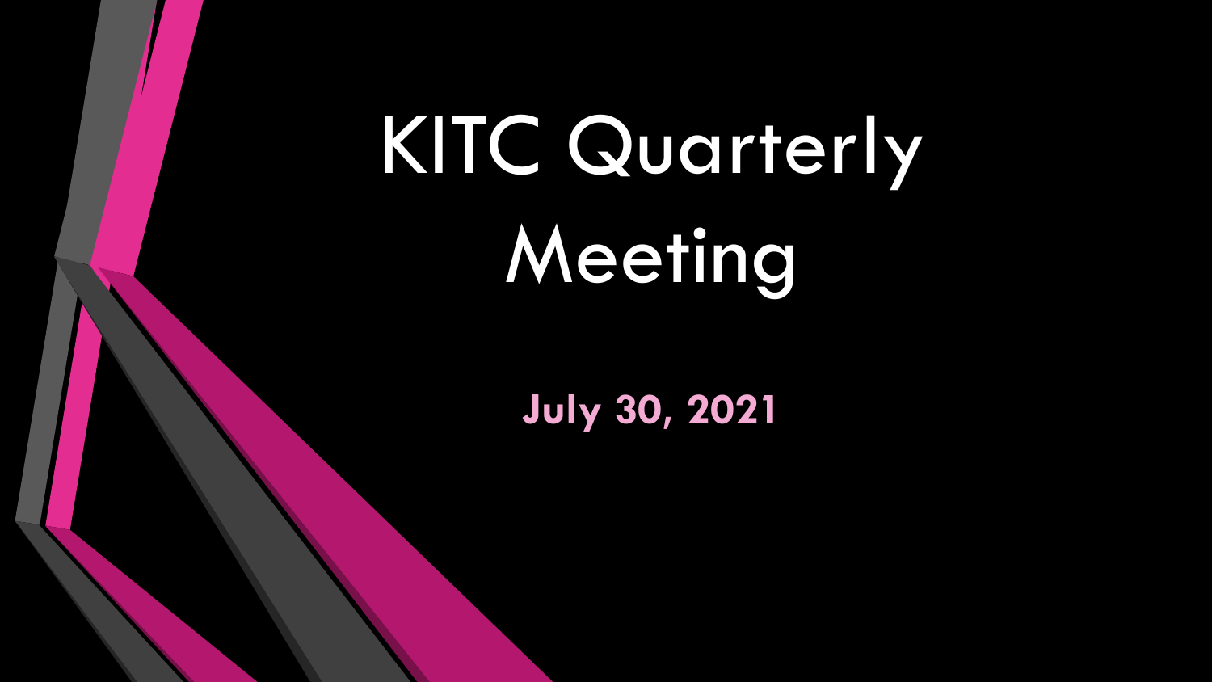# KITC Quarterly Meeting

**July 30, 2021**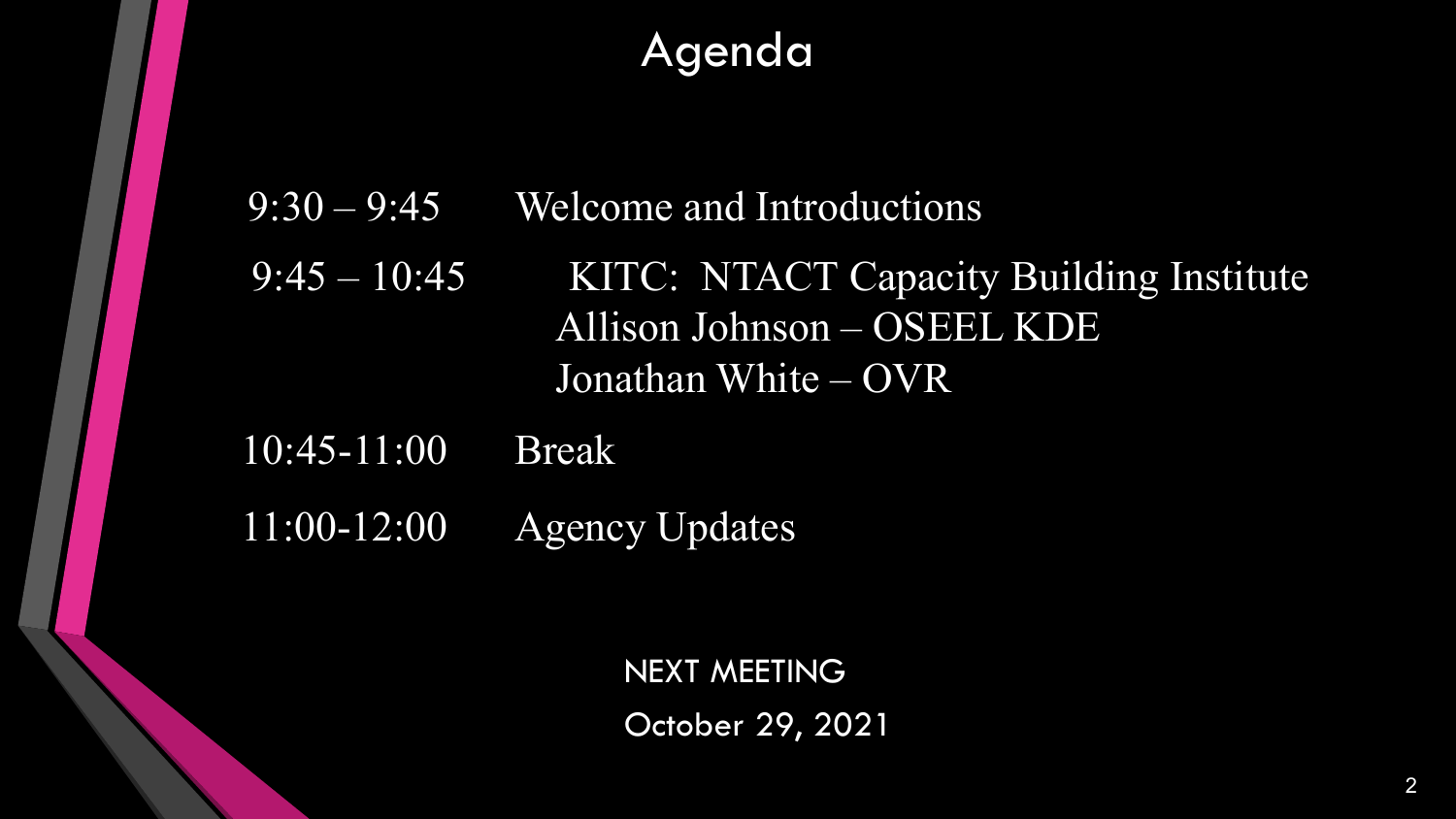# Agenda

| | |
|---|---|
| 9:30 – 9:45 | Welcome and Introductions |
| 9:45 – 10:45 | KITC: NTACT Capacity Building Institute<br>Allison Johnson – OSEEL KDE<br>Jonathan White – OVR |
| 10:45-11:00 | Break |
| 11:00-12:00 | Agency Updates |

NEXT MEETING

October 29, 2021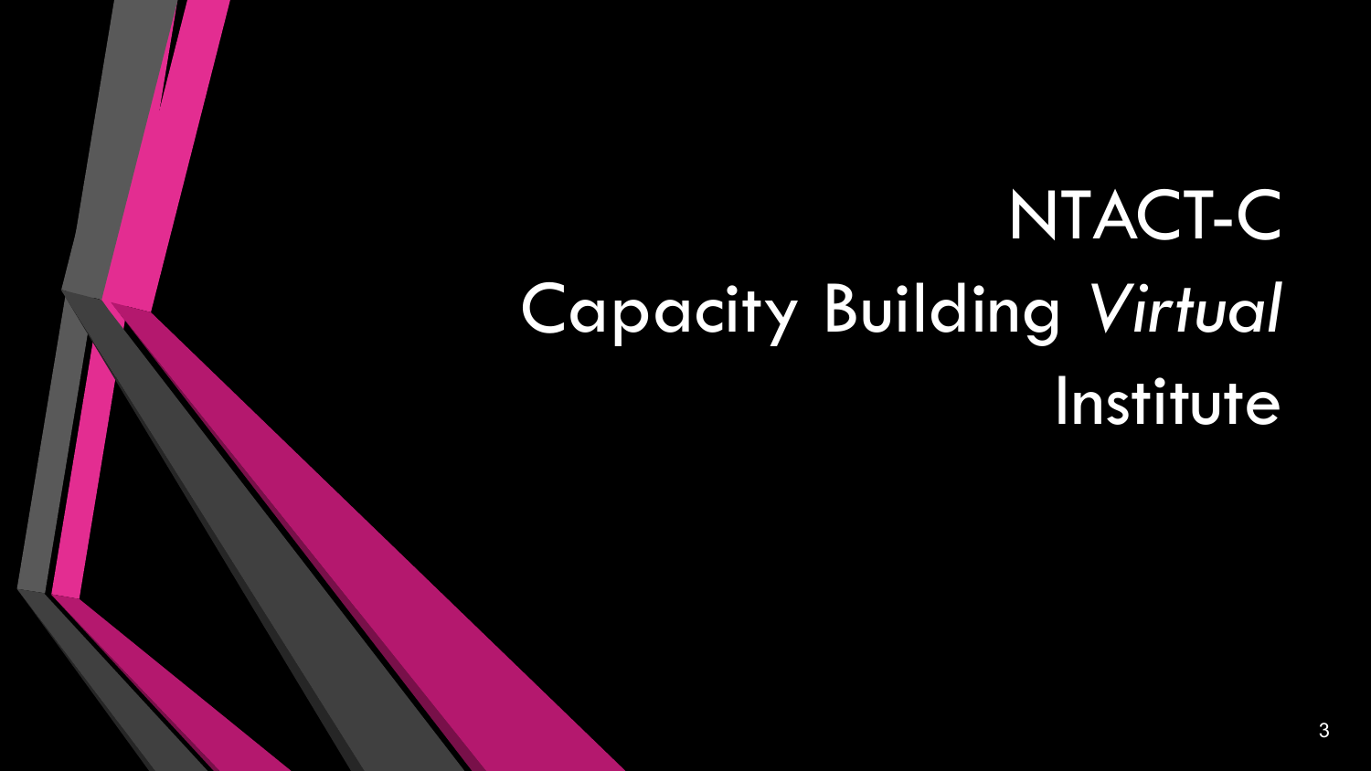# NTACT-C Capacity Building *Virtual* Institute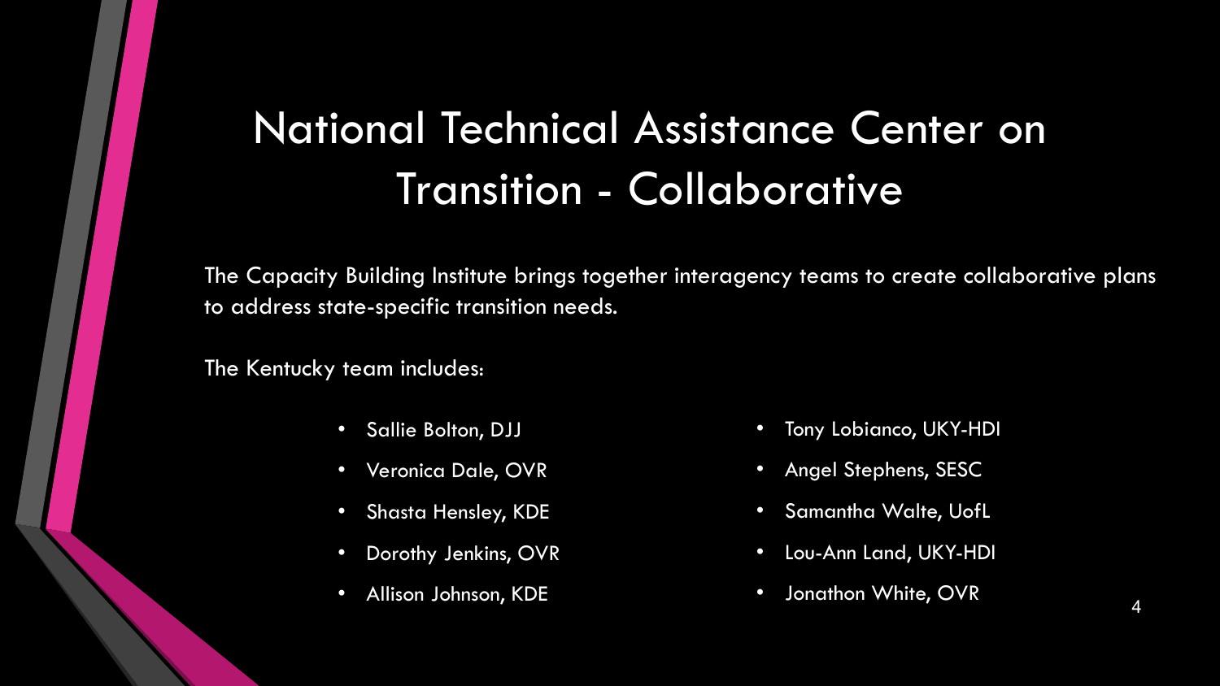# National Technical Assistance Center on Transition - Collaborative

The Capacity Building Institute brings together interagency teams to create collaborative plans to address state-specific transition needs.

The Kentucky team includes:

- Sallie Bolton, DJJ
- Veronica Dale, OVR
- Shasta Hensley, KDE
- Dorothy Jenkins, OVR
- Allison Johnson, KDE
- Tony Lobianco, UKY-HDI
- Angel Stephens, SESC
- Samantha Walte, UofL
- Lou-Ann Land, UKY-HDI
- Jonathon White, OVR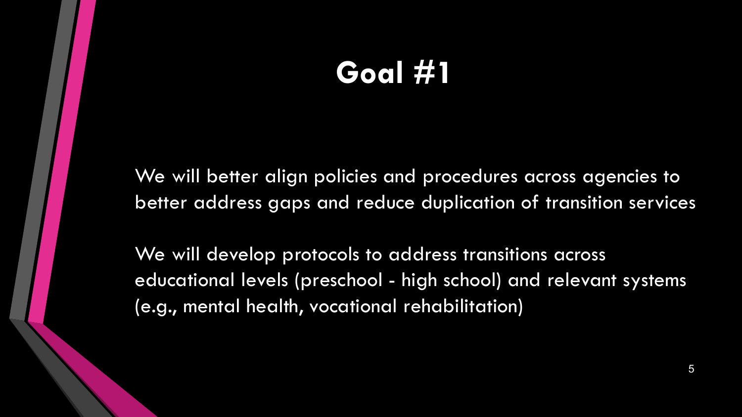# Goal #1

We will better align policies and procedures across agencies to better address gaps and reduce duplication of transition services

We will develop protocols to address transitions across educational levels (preschool - high school) and relevant systems (e.g., mental health, vocational rehabilitation)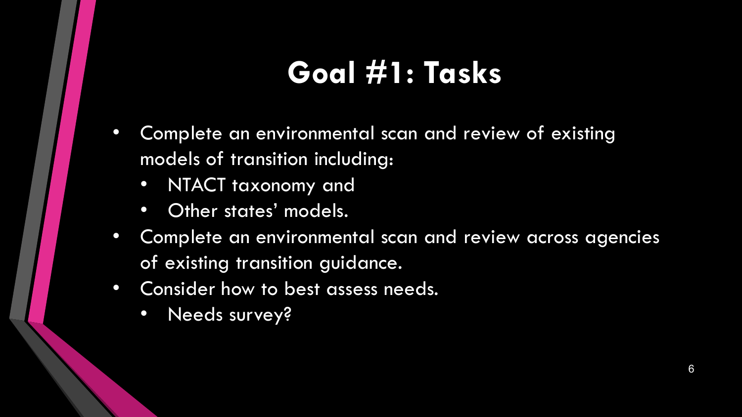# Goal #1: Tasks

- Complete an environmental scan and review of existing models of transition including:
  - NTACT taxonomy and
  - Other states' models.
- Complete an environmental scan and review across agencies of existing transition guidance.
- Consider how to best assess needs.
  - Needs survey?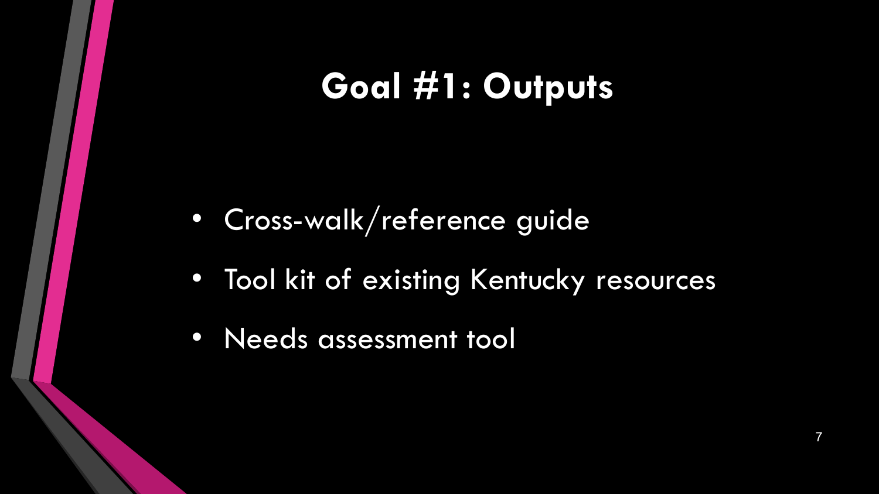# Goal #1: Outputs

- Cross-walk/reference guide
- Tool kit of existing Kentucky resources
- Needs assessment tool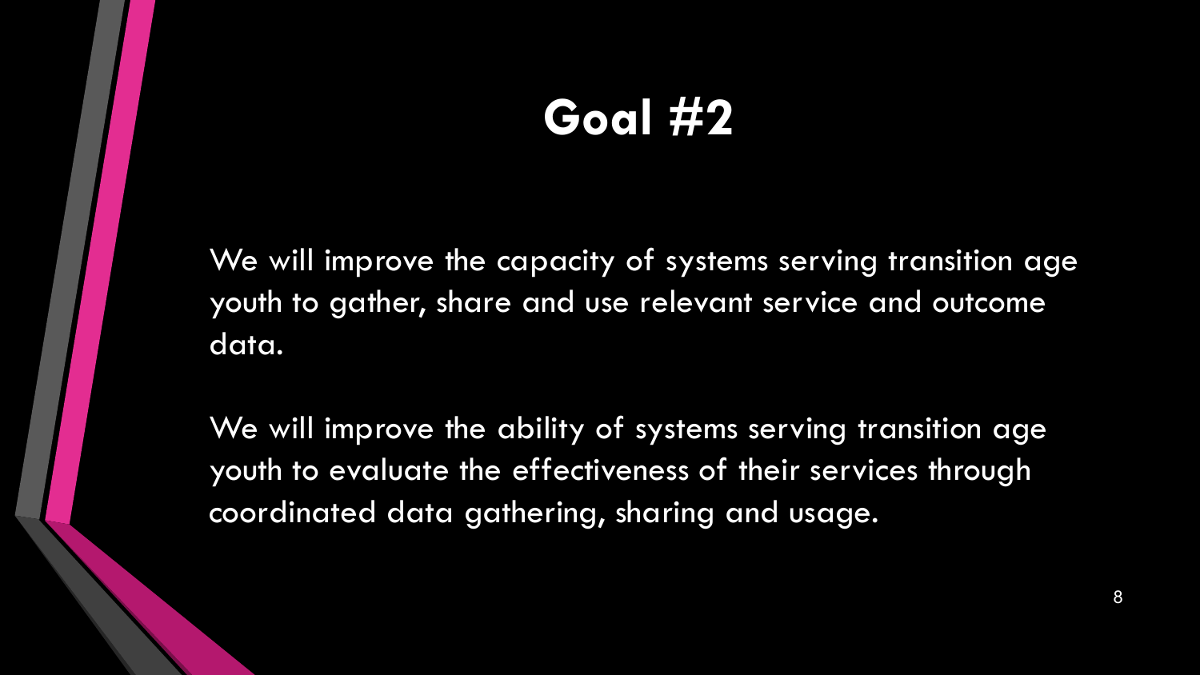# Goal #2

We will improve the capacity of systems serving transition age youth to gather, share and use relevant service and outcome data.

We will improve the ability of systems serving transition age youth to evaluate the effectiveness of their services through coordinated data gathering, sharing and usage.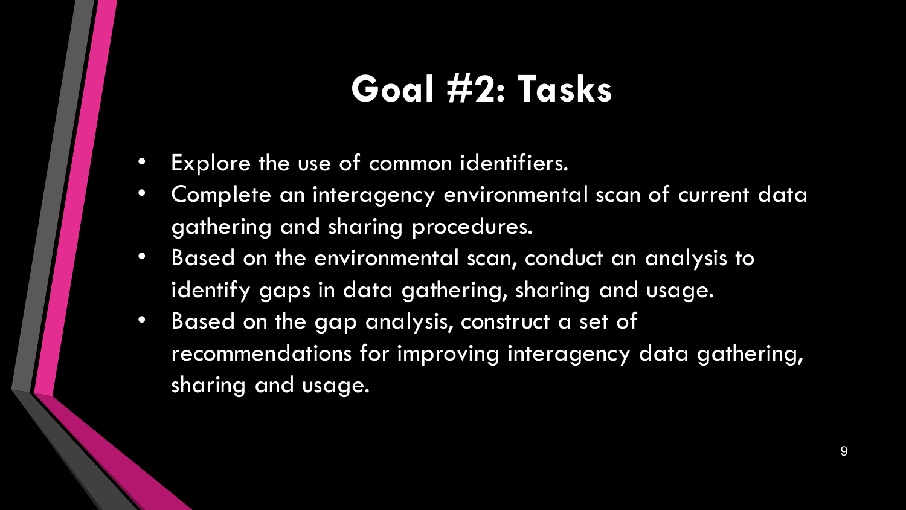# Goal #2: Tasks

- Explore the use of common identifiers.
- Complete an interagency environmental scan of current data gathering and sharing procedures.
- Based on the environmental scan, conduct an analysis to identify gaps in data gathering, sharing and usage.
- Based on the gap analysis, construct a set of recommendations for improving interagency data gathering, sharing and usage.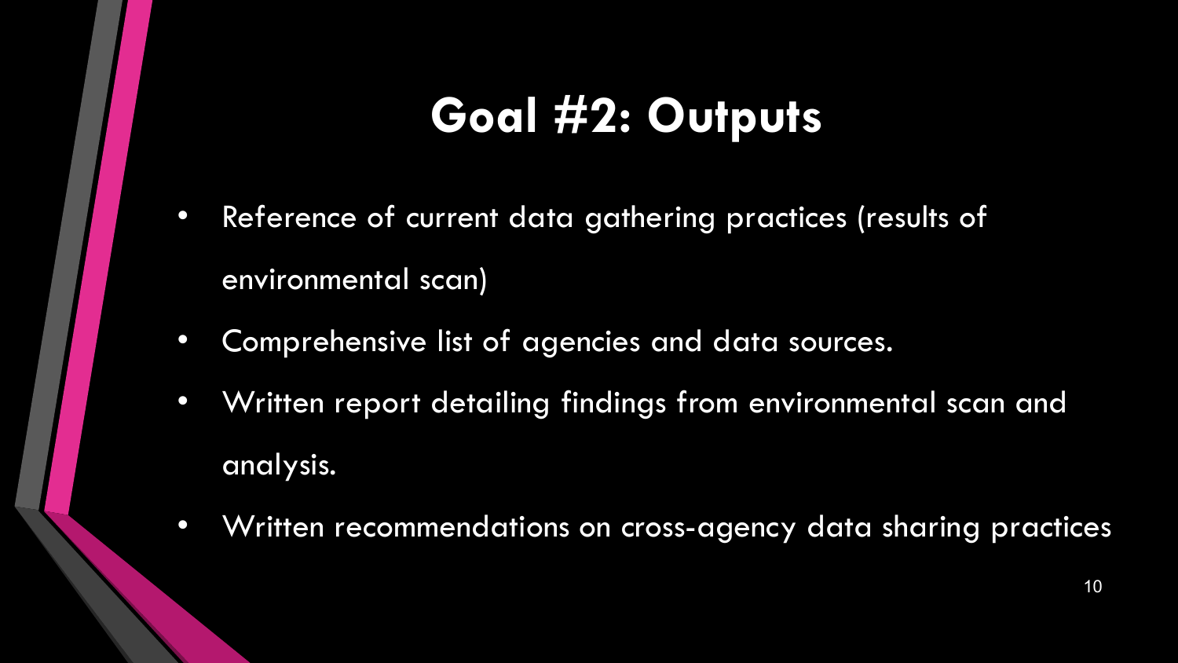# Goal #2: Outputs

- Reference of current data gathering practices (results of environmental scan)
- Comprehensive list of agencies and data sources.
- Written report detailing findings from environmental scan and analysis.
- Written recommendations on cross-agency data sharing practices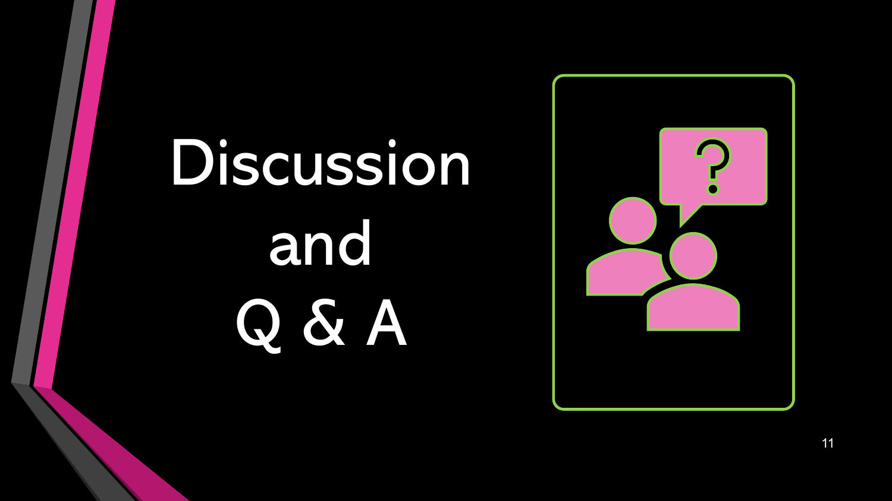# Discussion and Q & A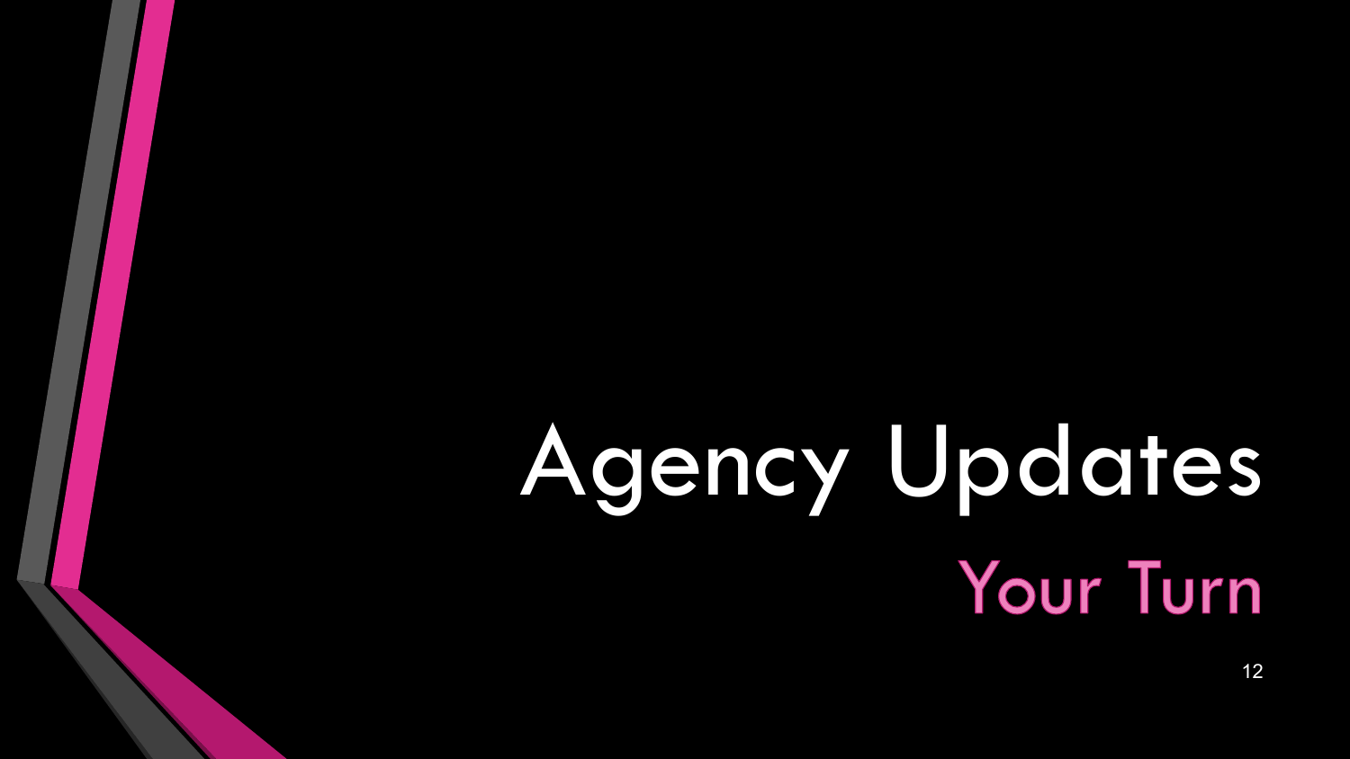# Agency Updates

## Your Turn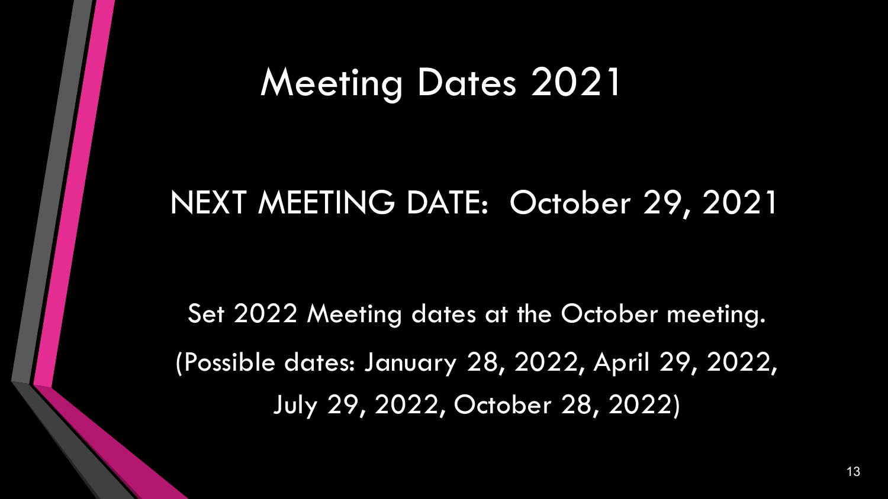# Meeting Dates 2021

NEXT MEETING DATE: October 29, 2021

Set 2022 Meeting dates at the October meeting.

(Possible dates: January 28, 2022, April 29, 2022, July 29, 2022, October 28, 2022)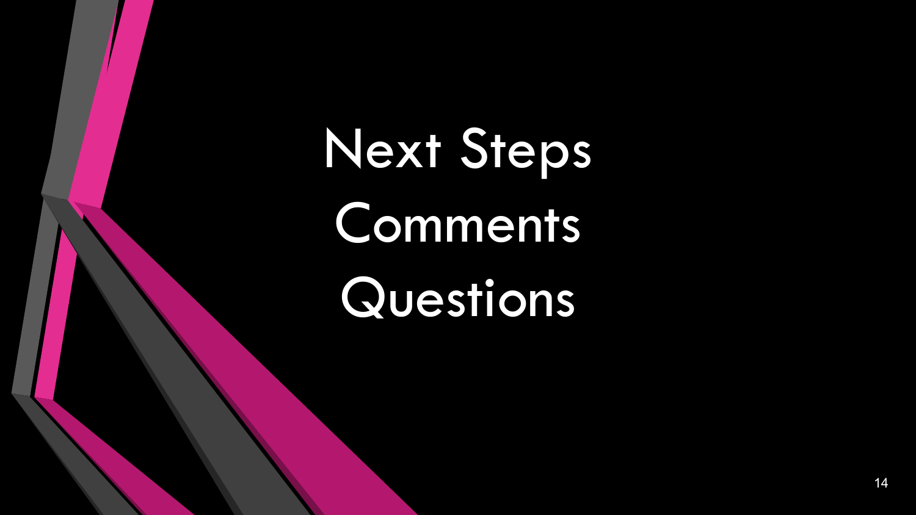# Next Steps
# Comments
# Questions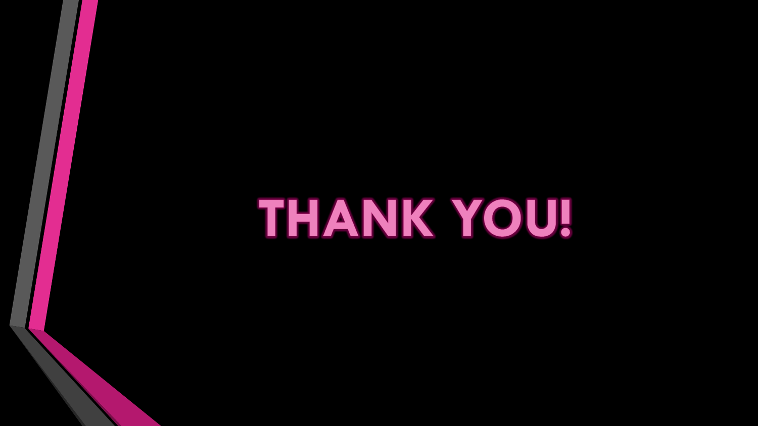# THANK YOU!